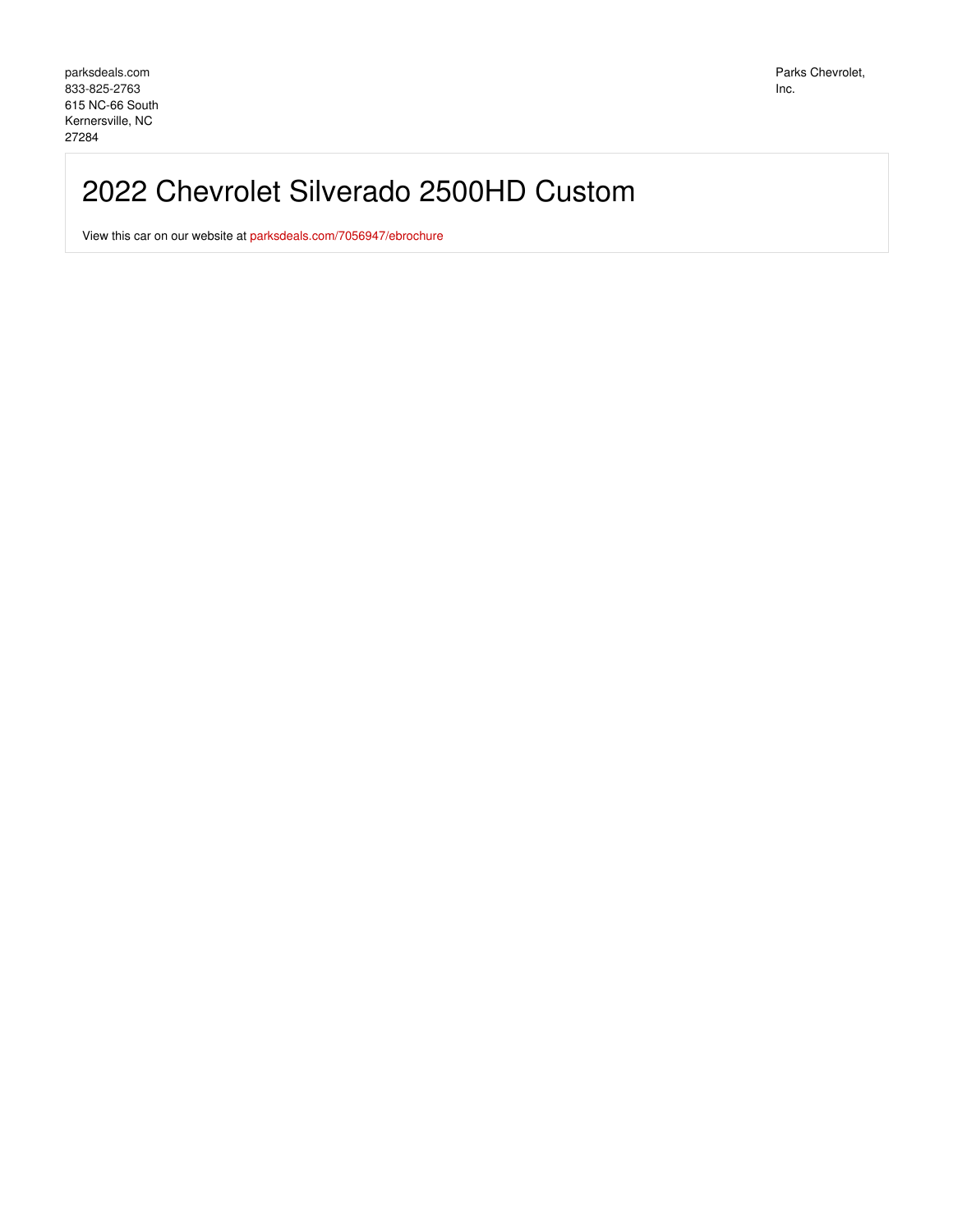parksdeals.com
833-825-2763
615 NC-66 South
Kernersville, NC
27284

Parks Chevrolet, Inc.

# 2022 Chevrolet Silverado 2500HD Custom

View this car on our website at [parksdeals.com/7056947/ebrochure](parksdeals.com/7056947/ebrochure)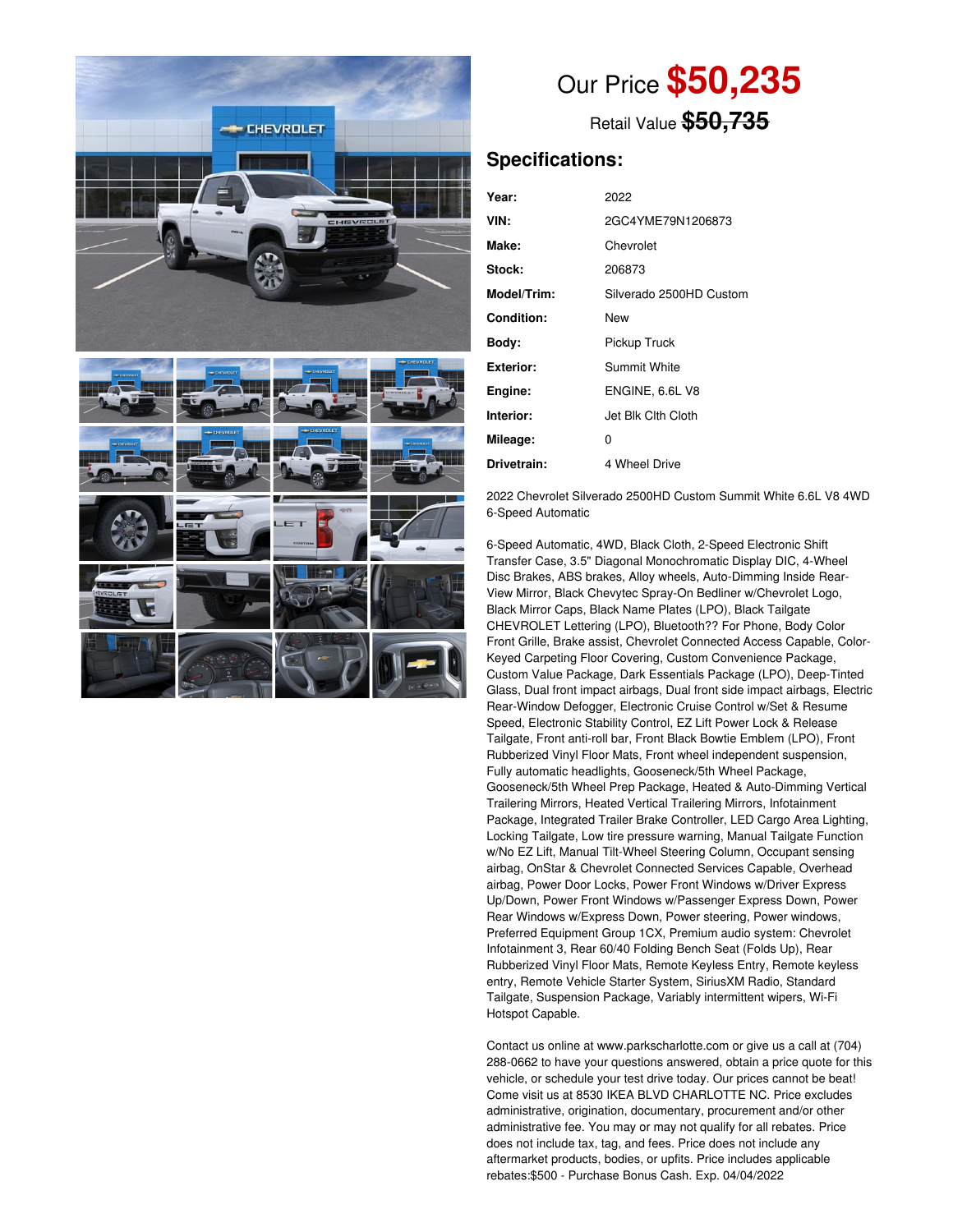Our Price **$50,235**

Retail Value ~~$50,735~~

## Specifications:

| | |
|---|---|
| **Year:** | 2022 |
| **VIN:** | 2GC4YME79N1206873 |
| **Make:** | Chevrolet |
| **Stock:** | 206873 |
| **Model/Trim:** | Silverado 2500HD Custom |
| **Condition:** | New |
| **Body:** | Pickup Truck |
| **Exterior:** | Summit White |
| **Engine:** | ENGINE, 6.6L V8 |
| **Interior:** | Jet Blk Clth Cloth |
| **Mileage:** | 0 |
| **Drivetrain:** | 4 Wheel Drive |

2022 Chevrolet Silverado 2500HD Custom Summit White 6.6L V8 4WD 6-Speed Automatic

6-Speed Automatic, 4WD, Black Cloth, 2-Speed Electronic Shift Transfer Case, 3.5" Diagonal Monochromatic Display DIC, 4-Wheel Disc Brakes, ABS brakes, Alloy wheels, Auto-Dimming Inside Rear-View Mirror, Black Chevytec Spray-On Bedliner w/Chevrolet Logo, Black Mirror Caps, Black Name Plates (LPO), Black Tailgate CHEVROLET Lettering (LPO), Bluetooth?? For Phone, Body Color Front Grille, Brake assist, Chevrolet Connected Access Capable, Color-Keyed Carpeting Floor Covering, Custom Convenience Package, Custom Value Package, Dark Essentials Package (LPO), Deep-Tinted Glass, Dual front impact airbags, Dual front side impact airbags, Electric Rear-Window Defogger, Electronic Cruise Control w/Set & Resume Speed, Electronic Stability Control, EZ Lift Power Lock & Release Tailgate, Front anti-roll bar, Front Black Bowtie Emblem (LPO), Front Rubberized Vinyl Floor Mats, Front wheel independent suspension, Fully automatic headlights, Gooseneck/5th Wheel Package, Gooseneck/5th Wheel Prep Package, Heated & Auto-Dimming Vertical Trailering Mirrors, Heated Vertical Trailering Mirrors, Infotainment Package, Integrated Trailer Brake Controller, LED Cargo Area Lighting, Locking Tailgate, Low tire pressure warning, Manual Tailgate Function w/No EZ Lift, Manual Tilt-Wheel Steering Column, Occupant sensing airbag, OnStar & Chevrolet Connected Services Capable, Overhead airbag, Power Door Locks, Power Front Windows w/Driver Express Up/Down, Power Front Windows w/Passenger Express Down, Power Rear Windows w/Express Down, Power steering, Power windows, Preferred Equipment Group 1CX, Premium audio system: Chevrolet Infotainment 3, Rear 60/40 Folding Bench Seat (Folds Up), Rear Rubberized Vinyl Floor Mats, Remote Keyless Entry, Remote keyless entry, Remote Vehicle Starter System, SiriusXM Radio, Standard Tailgate, Suspension Package, Variably intermittent wipers, Wi-Fi Hotspot Capable.

Contact us online at www.parkscharlotte.com or give us a call at (704) 288-0662 to have your questions answered, obtain a price quote for this vehicle, or schedule your test drive today. Our prices cannot be beat! Come visit us at 8530 IKEA BLVD CHARLOTTE NC. Price excludes administrative, origination, documentary, procurement and/or other administrative fee. You may or may not qualify for all rebates. Price does not include tax, tag, and fees. Price does not include any aftermarket products, bodies, or upfits. Price includes applicable rebates:$500 - Purchase Bonus Cash. Exp. 04/04/2022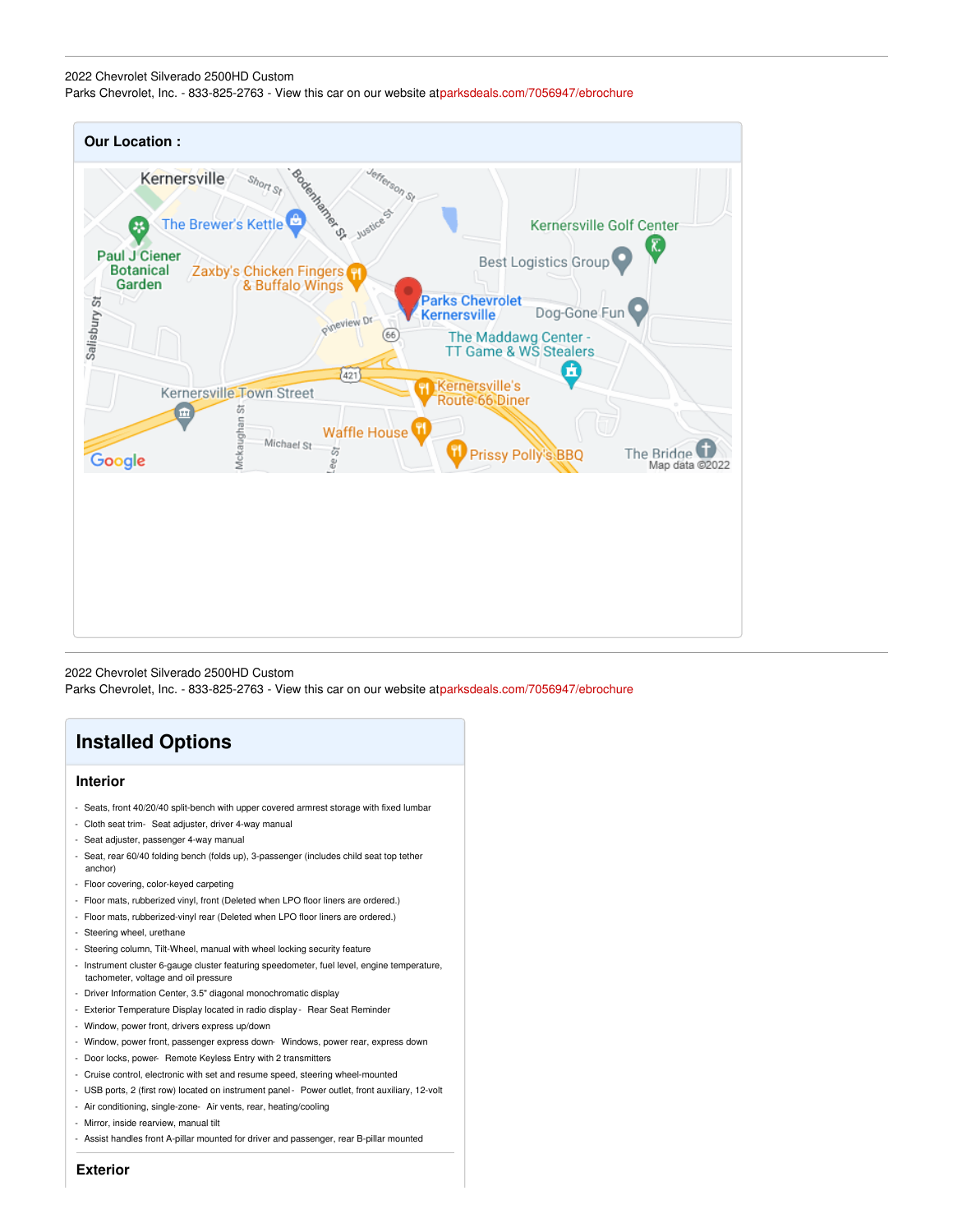2022 Chevrolet Silverado 2500HD Custom
Parks Chevrolet, Inc. - 833-825-2763 - View this car on our website atparksdeals.com/7056947/ebrochure

## Our Location :

2022 Chevrolet Silverado 2500HD Custom
Parks Chevrolet, Inc. - 833-825-2763 - View this car on our website atparksdeals.com/7056947/ebrochure

# Installed Options

## Interior

- Seats, front 40/20/40 split-bench with upper covered armrest storage with fixed lumbar
- Cloth seat trim
- Seat adjuster, driver 4-way manual
- Seat adjuster, passenger 4-way manual
- Seat, rear 60/40 folding bench (folds up), 3-passenger (includes child seat top tether anchor)
- Floor covering, color-keyed carpeting
- Floor mats, rubberized vinyl, front (Deleted when LPO floor liners are ordered.)
- Floor mats, rubberized-vinyl rear (Deleted when LPO floor liners are ordered.)
- Steering wheel, urethane
- Steering column, Tilt-Wheel, manual with wheel locking security feature
- Instrument cluster 6-gauge cluster featuring speedometer, fuel level, engine temperature, tachometer, voltage and oil pressure
- Driver Information Center, 3.5" diagonal monochromatic display
- Exterior Temperature Display located in radio display
- Rear Seat Reminder
- Window, power front, drivers express up/down
- Window, power front, passenger express down
- Windows, power rear, express down
- Door locks, power
- Remote Keyless Entry with 2 transmitters
- Cruise control, electronic with set and resume speed, steering wheel-mounted
- USB ports, 2 (first row) located on instrument panel
- Power outlet, front auxiliary, 12-volt
- Air conditioning, single-zone
- Air vents, rear, heating/cooling
- Mirror, inside rearview, manual tilt
- Assist handles front A-pillar mounted for driver and passenger, rear B-pillar mounted

## Exterior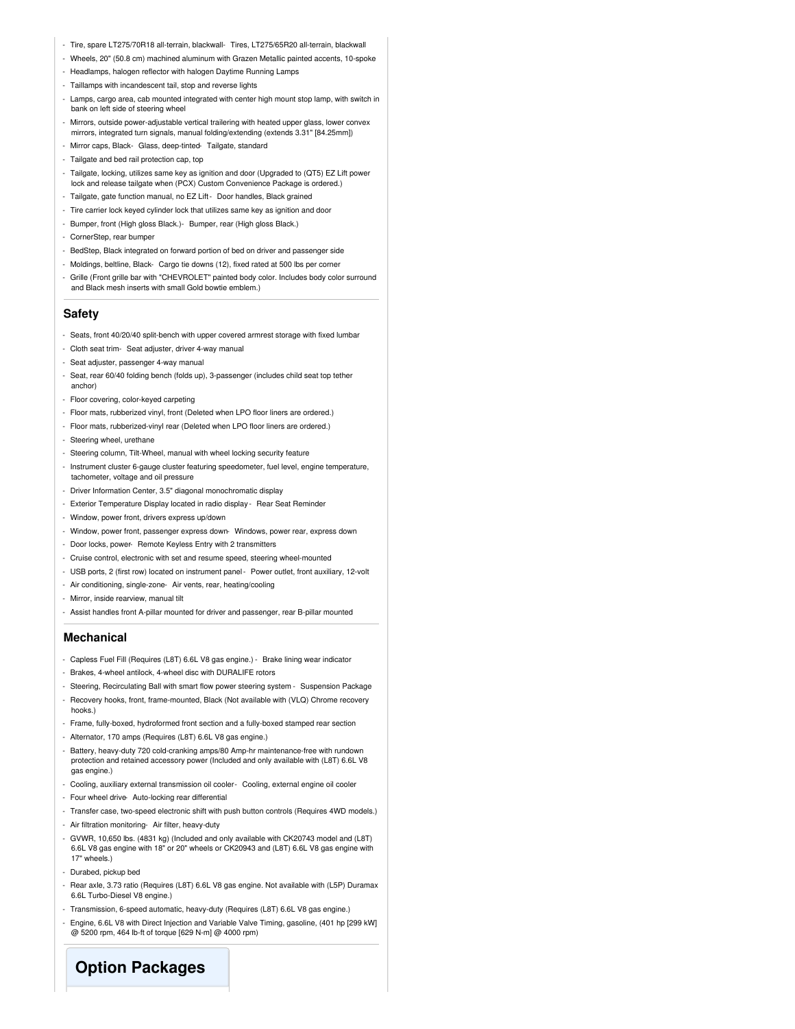- Tire, spare LT275/70R18 all-terrain, blackwall- Tires, LT275/65R20 all-terrain, blackwall
- Wheels, 20" (50.8 cm) machined aluminum with Grazen Metallic painted accents, 10-spoke
- Headlamps, halogen reflector with halogen Daytime Running Lamps
- Taillamps with incandescent tail, stop and reverse lights
- Lamps, cargo area, cab mounted integrated with center high mount stop lamp, with switch in bank on left side of steering wheel
- Mirrors, outside power-adjustable vertical trailering with heated upper glass, lower convex mirrors, integrated turn signals, manual folding/extending (extends 3.31" [84.25mm])
- Mirror caps, Black- Glass, deep-tinted- Tailgate, standard
- Tailgate and bed rail protection cap, top
- Tailgate, locking, utilizes same key as ignition and door (Upgraded to (QT5) EZ Lift power lock and release tailgate when (PCX) Custom Convenience Package is ordered.)
- Tailgate, gate function manual, no EZ Lift - Door handles, Black grained
- Tire carrier lock keyed cylinder lock that utilizes same key as ignition and door
- Bumper, front (High gloss Black.)- Bumper, rear (High gloss Black.)
- CornerStep, rear bumper
- BedStep, Black integrated on forward portion of bed on driver and passenger side
- Moldings, beltline, Black- Cargo tie downs (12), fixed rated at 500 lbs per corner
- Grille (Front grille bar with "CHEVROLET" painted body color. Includes body color surround and Black mesh inserts with small Gold bowtie emblem.)

## Safety

- Seats, front 40/20/40 split-bench with upper covered armrest storage with fixed lumbar
- Cloth seat trim- Seat adjuster, driver 4-way manual
- Seat adjuster, passenger 4-way manual
- Seat, rear 60/40 folding bench (folds up), 3-passenger (includes child seat top tether anchor)
- Floor covering, color-keyed carpeting
- Floor mats, rubberized vinyl, front (Deleted when LPO floor liners are ordered.)
- Floor mats, rubberized-vinyl rear (Deleted when LPO floor liners are ordered.)
- Steering wheel, urethane
- Steering column, Tilt-Wheel, manual with wheel locking security feature
- Instrument cluster 6-gauge cluster featuring speedometer, fuel level, engine temperature, tachometer, voltage and oil pressure
- Driver Information Center, 3.5" diagonal monochromatic display
- Exterior Temperature Display located in radio display - Rear Seat Reminder
- Window, power front, drivers express up/down
- Window, power front, passenger express down- Windows, power rear, express down
- Door locks, power- Remote Keyless Entry with 2 transmitters
- Cruise control, electronic with set and resume speed, steering wheel-mounted
- USB ports, 2 (first row) located on instrument panel - Power outlet, front auxiliary, 12-volt
- Air conditioning, single-zone- Air vents, rear, heating/cooling
- Mirror, inside rearview, manual tilt
- Assist handles front A-pillar mounted for driver and passenger, rear B-pillar mounted

## Mechanical

- Capless Fuel Fill (Requires (L8T) 6.6L V8 gas engine.) - Brake lining wear indicator
- Brakes, 4-wheel antilock, 4-wheel disc with DURALIFE rotors
- Steering, Recirculating Ball with smart flow power steering system - Suspension Package
- Recovery hooks, front, frame-mounted, Black (Not available with (VLQ) Chrome recovery hooks.)
- Frame, fully-boxed, hydroformed front section and a fully-boxed stamped rear section
- Alternator, 170 amps (Requires (L8T) 6.6L V8 gas engine.)
- Battery, heavy-duty 720 cold-cranking amps/80 Amp-hr maintenance-free with rundown protection and retained accessory power (Included and only available with (L8T) 6.6L V8 gas engine.)
- Cooling, auxiliary external transmission oil cooler- Cooling, external engine oil cooler
- Four wheel drive- Auto-locking rear differential
- Transfer case, two-speed electronic shift with push button controls (Requires 4WD models.)
- Air filtration monitoring- Air filter, heavy-duty
- GVWR, 10,650 lbs. (4831 kg) (Included and only available with CK20743 model and (L8T) 6.6L V8 gas engine with 18" or 20" wheels or CK20943 and (L8T) 6.6L V8 gas engine with 17" wheels.)
- Durabed, pickup bed
- Rear axle, 3.73 ratio (Requires (L8T) 6.6L V8 gas engine. Not available with (L5P) Duramax 6.6L Turbo-Diesel V8 engine.)
- Transmission, 6-speed automatic, heavy-duty (Requires (L8T) 6.6L V8 gas engine.)
- Engine, 6.6L V8 with Direct Injection and Variable Valve Timing, gasoline, (401 hp [299 kW] @ 5200 rpm, 464 lb-ft of torque [629 N-m] @ 4000 rpm)

# Option Packages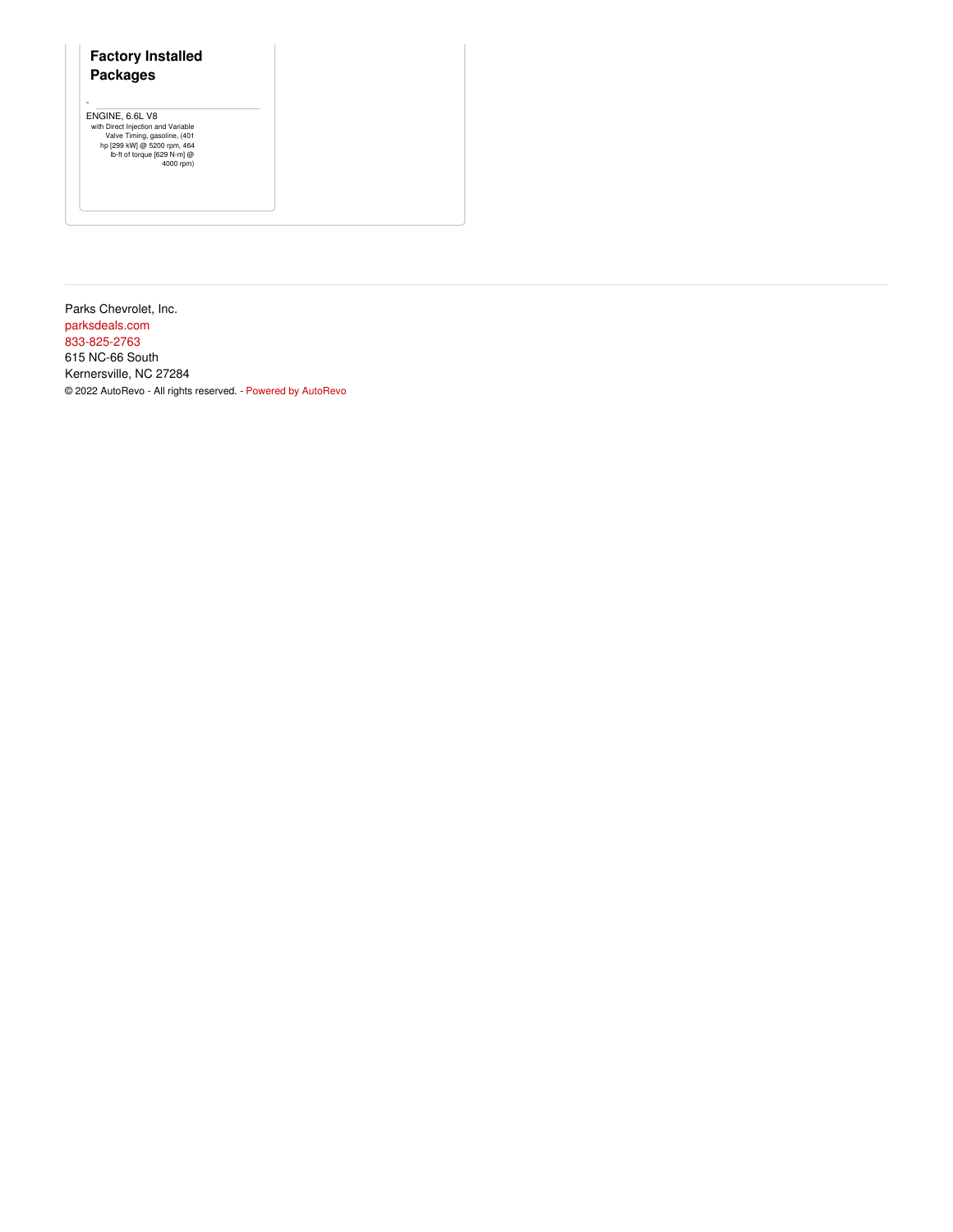### Factory Installed Packages

-

ENGINE, 6.6L V8
with Direct Injection and Variable Valve Timing, gasoline, (401 hp [299 kW] @ 5200 rpm, 464 lb-ft of torque [629 N-m] @ 4000 rpm)

---

Parks Chevrolet, Inc.
parksdeals.com
833-825-2763
615 NC-66 South
Kernersville, NC 27284
© 2022 AutoRevo - All rights reserved. - Powered by AutoRevo